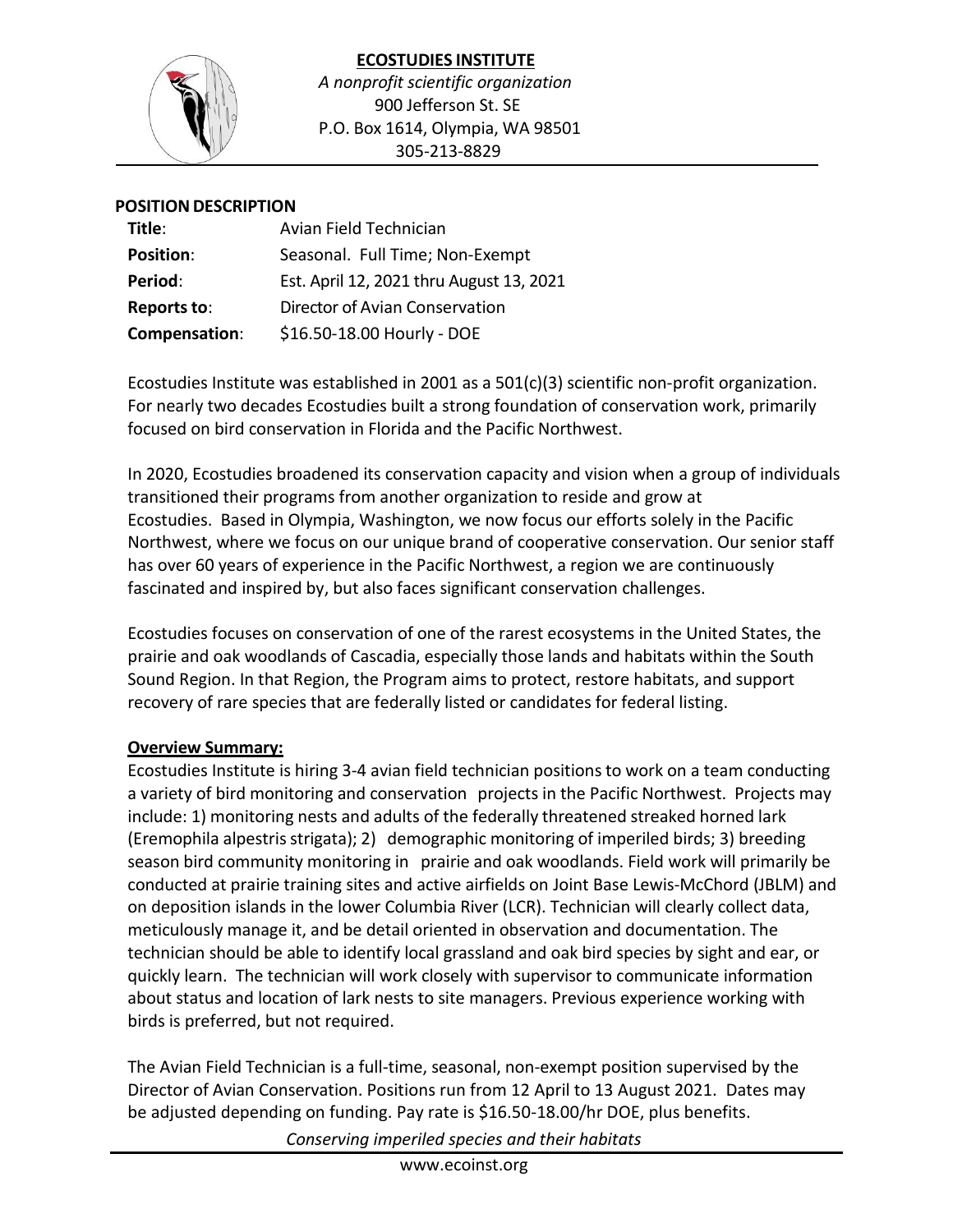# ECOSTUDIES INSTITUTE

*A nonprofit scientific organization*
900 Jefferson St. SE
P.O. Box 1614, Olympia, WA 98501
305-213-8829

## POSITION DESCRIPTION

| | |
|---|---|
| **Title**: | Avian Field Technician |
| **Position**: | Seasonal. Full Time; Non-Exempt |
| **Period**: | Est. April 12, 2021 thru August 13, 2021 |
| **Reports to**: | Director of Avian Conservation |
| **Compensation**: | \$16.50-18.00 Hourly - DOE |

Ecostudies Institute was established in 2001 as a 501(c)(3) scientific non-profit organization. For nearly two decades Ecostudies built a strong foundation of conservation work, primarily focused on bird conservation in Florida and the Pacific Northwest.

In 2020, Ecostudies broadened its conservation capacity and vision when a group of individuals transitioned their programs from another organization to reside and grow at Ecostudies. Based in Olympia, Washington, we now focus our efforts solely in the Pacific Northwest, where we focus on our unique brand of cooperative conservation. Our senior staff has over 60 years of experience in the Pacific Northwest, a region we are continuously fascinated and inspired by, but also faces significant conservation challenges.

Ecostudies focuses on conservation of one of the rarest ecosystems in the United States, the prairie and oak woodlands of Cascadia, especially those lands and habitats within the South Sound Region. In that Region, the Program aims to protect, restore habitats, and support recovery of rare species that are federally listed or candidates for federal listing.

### Overview Summary:

Ecostudies Institute is hiring 3-4 avian field technician positions to work on a team conducting a variety of bird monitoring and conservation projects in the Pacific Northwest. Projects may include: 1) monitoring nests and adults of the federally threatened streaked horned lark (Eremophila alpestris strigata); 2) demographic monitoring of imperiled birds; 3) breeding season bird community monitoring in prairie and oak woodlands. Field work will primarily be conducted at prairie training sites and active airfields on Joint Base Lewis-McChord (JBLM) and on deposition islands in the lower Columbia River (LCR). Technician will clearly collect data, meticulously manage it, and be detail oriented in observation and documentation. The technician should be able to identify local grassland and oak bird species by sight and ear, or quickly learn. The technician will work closely with supervisor to communicate information about status and location of lark nests to site managers. Previous experience working with birds is preferred, but not required.

The Avian Field Technician is a full-time, seasonal, non-exempt position supervised by the Director of Avian Conservation. Positions run from 12 April to 13 August 2021. Dates may be adjusted depending on funding. Pay rate is \$16.50-18.00/hr DOE, plus benefits.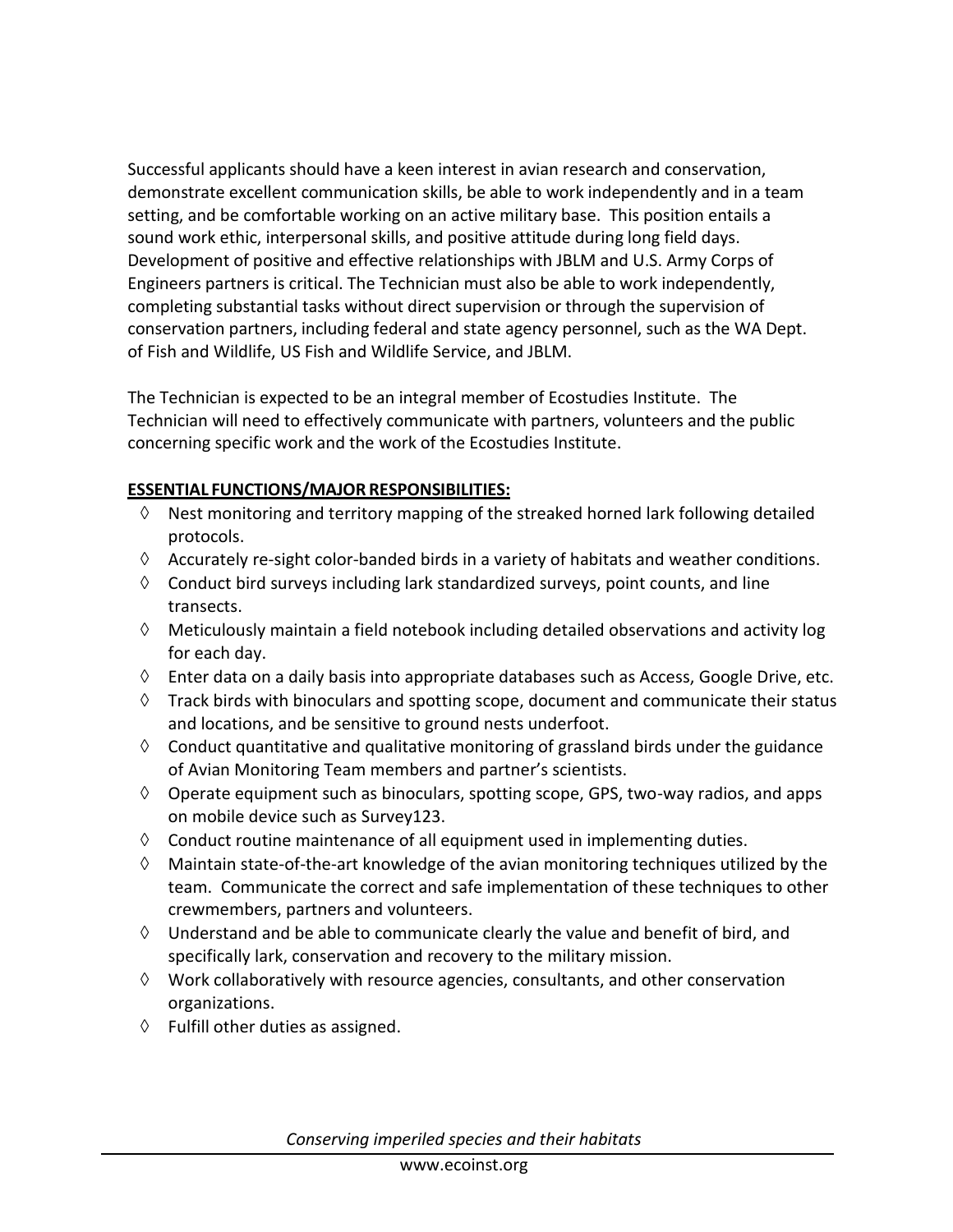Successful applicants should have a keen interest in avian research and conservation, demonstrate excellent communication skills, be able to work independently and in a team setting, and be comfortable working on an active military base. This position entails a sound work ethic, interpersonal skills, and positive attitude during long field days. Development of positive and effective relationships with JBLM and U.S. Army Corps of Engineers partners is critical. The Technician must also be able to work independently, completing substantial tasks without direct supervision or through the supervision of conservation partners, including federal and state agency personnel, such as the WA Dept. of Fish and Wildlife, US Fish and Wildlife Service, and JBLM.

The Technician is expected to be an integral member of Ecostudies Institute. The Technician will need to effectively communicate with partners, volunteers and the public concerning specific work and the work of the Ecostudies Institute.

**ESSENTIAL FUNCTIONS/MAJOR RESPONSIBILITIES:**

- Nest monitoring and territory mapping of the streaked horned lark following detailed protocols.
- Accurately re-sight color-banded birds in a variety of habitats and weather conditions.
- Conduct bird surveys including lark standardized surveys, point counts, and line transects.
- Meticulously maintain a field notebook including detailed observations and activity log for each day.
- Enter data on a daily basis into appropriate databases such as Access, Google Drive, etc.
- Track birds with binoculars and spotting scope, document and communicate their status and locations, and be sensitive to ground nests underfoot.
- Conduct quantitative and qualitative monitoring of grassland birds under the guidance of Avian Monitoring Team members and partner's scientists.
- Operate equipment such as binoculars, spotting scope, GPS, two-way radios, and apps on mobile device such as Survey123.
- Conduct routine maintenance of all equipment used in implementing duties.
- Maintain state-of-the-art knowledge of the avian monitoring techniques utilized by the team. Communicate the correct and safe implementation of these techniques to other crewmembers, partners and volunteers.
- Understand and be able to communicate clearly the value and benefit of bird, and specifically lark, conservation and recovery to the military mission.
- Work collaboratively with resource agencies, consultants, and other conservation organizations.
- Fulfill other duties as assigned.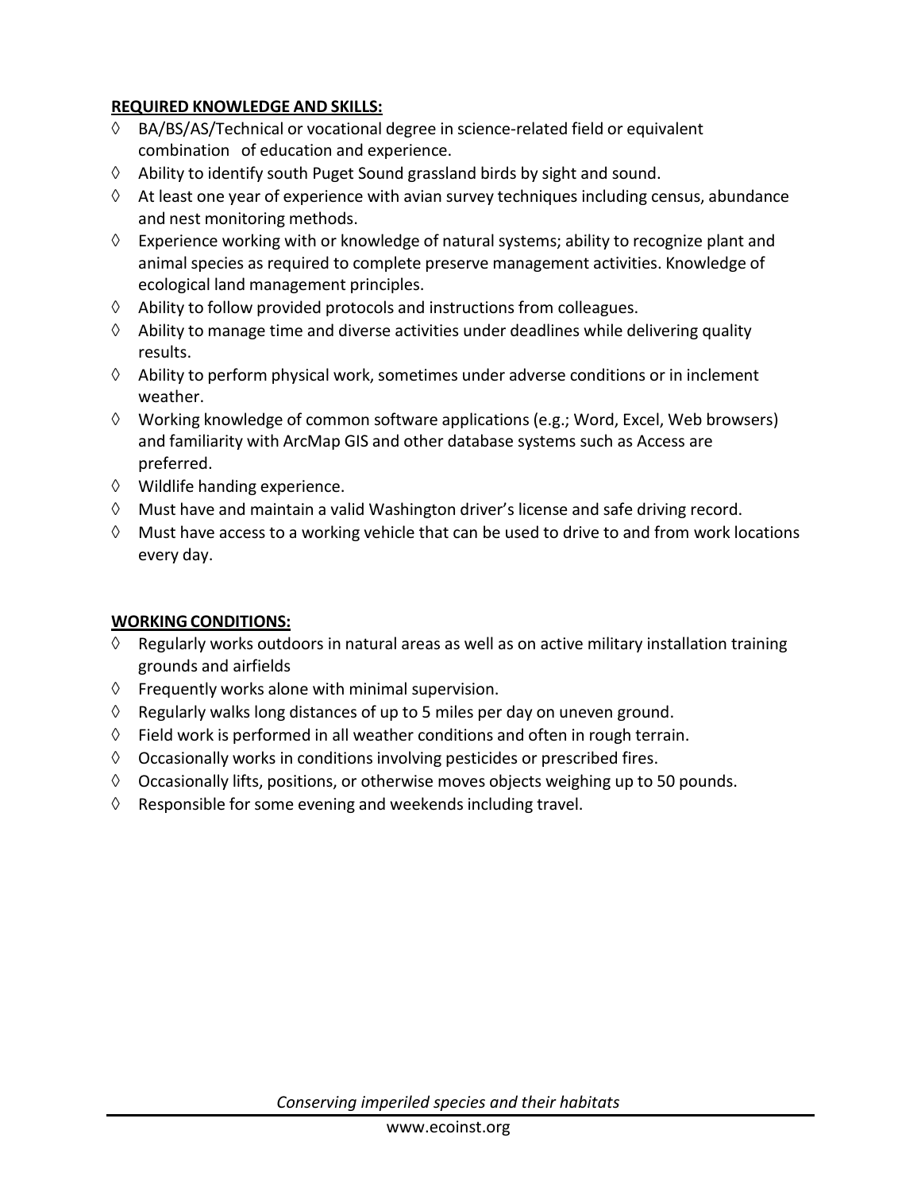**REQUIRED KNOWLEDGE AND SKILLS:**

- ◊ BA/BS/AS/Technical or vocational degree in science-related field or equivalent combination of education and experience.
- ◊ Ability to identify south Puget Sound grassland birds by sight and sound.
- ◊ At least one year of experience with avian survey techniques including census, abundance and nest monitoring methods.
- ◊ Experience working with or knowledge of natural systems; ability to recognize plant and animal species as required to complete preserve management activities. Knowledge of ecological land management principles.
- ◊ Ability to follow provided protocols and instructions from colleagues.
- ◊ Ability to manage time and diverse activities under deadlines while delivering quality results.
- ◊ Ability to perform physical work, sometimes under adverse conditions or in inclement weather.
- ◊ Working knowledge of common software applications (e.g.; Word, Excel, Web browsers) and familiarity with ArcMap GIS and other database systems such as Access are preferred.
- ◊ Wildlife handing experience.
- ◊ Must have and maintain a valid Washington driver's license and safe driving record.
- ◊ Must have access to a working vehicle that can be used to drive to and from work locations every day.

**WORKING CONDITIONS:**

- ◊ Regularly works outdoors in natural areas as well as on active military installation training grounds and airfields
- ◊ Frequently works alone with minimal supervision.
- ◊ Regularly walks long distances of up to 5 miles per day on uneven ground.
- ◊ Field work is performed in all weather conditions and often in rough terrain.
- ◊ Occasionally works in conditions involving pesticides or prescribed fires.
- ◊ Occasionally lifts, positions, or otherwise moves objects weighing up to 50 pounds.
- ◊ Responsible for some evening and weekends including travel.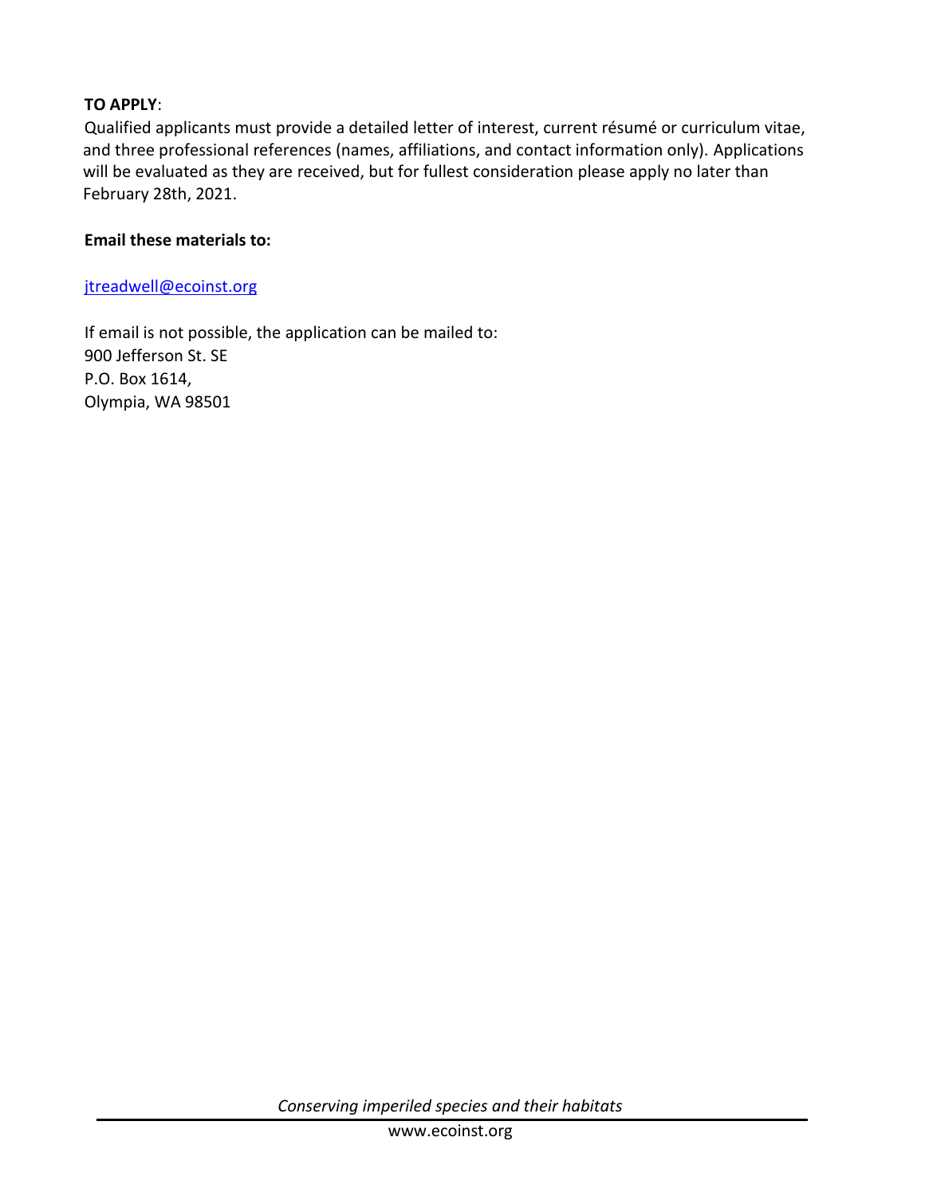**TO APPLY**:

Qualified applicants must provide a detailed letter of interest, current résumé or curriculum vitae, and three professional references (names, affiliations, and contact information only). Applications will be evaluated as they are received, but for fullest consideration please apply no later than February 28th, 2021.

**Email these materials to:**

jtreadwell@ecoinst.org

If email is not possible, the application can be mailed to:
900 Jefferson St. SE
P.O. Box 1614,
Olympia, WA 98501